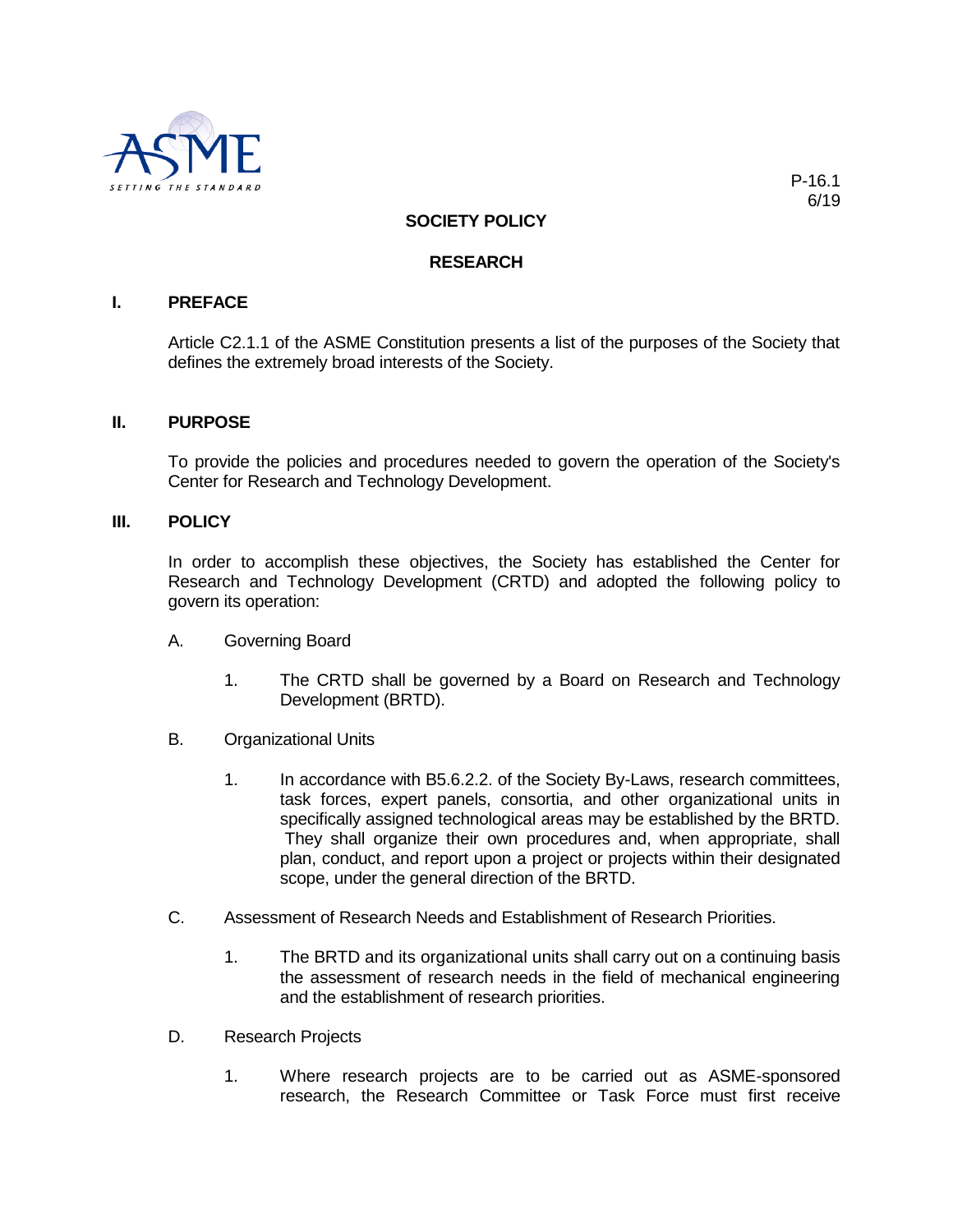P-16.1
6/19

# SOCIETY POLICY

## RESEARCH

### I. PREFACE

Article C2.1.1 of the ASME Constitution presents a list of the purposes of the Society that defines the extremely broad interests of the Society.

### II. PURPOSE

To provide the policies and procedures needed to govern the operation of the Society's Center for Research and Technology Development.

### III. POLICY

In order to accomplish these objectives, the Society has established the Center for Research and Technology Development (CRTD) and adopted the following policy to govern its operation:

A. Governing Board

1. The CRTD shall be governed by a Board on Research and Technology Development (BRTD).

B. Organizational Units

1. In accordance with B5.6.2.2. of the Society By-Laws, research committees, task forces, expert panels, consortia, and other organizational units in specifically assigned technological areas may be established by the BRTD. They shall organize their own procedures and, when appropriate, shall plan, conduct, and report upon a project or projects within their designated scope, under the general direction of the BRTD.

C. Assessment of Research Needs and Establishment of Research Priorities.

1. The BRTD and its organizational units shall carry out on a continuing basis the assessment of research needs in the field of mechanical engineering and the establishment of research priorities.

D. Research Projects

1. Where research projects are to be carried out as ASME-sponsored research, the Research Committee or Task Force must first receive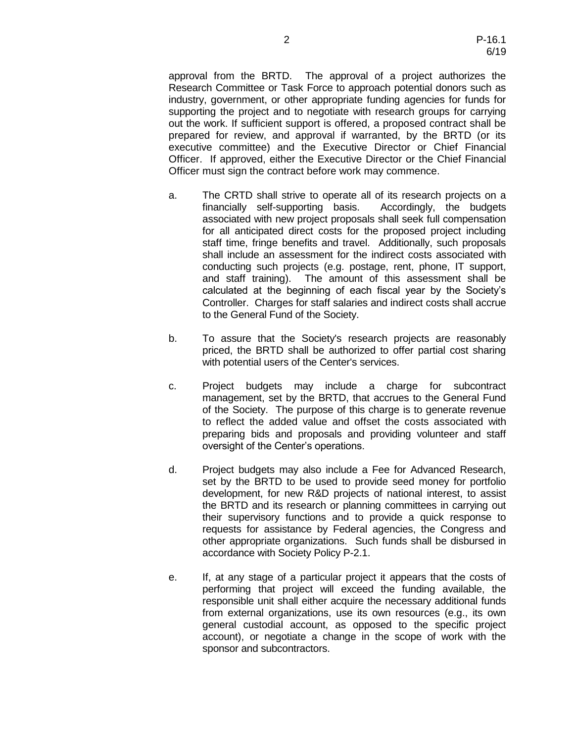approval from the BRTD. The approval of a project authorizes the Research Committee or Task Force to approach potential donors such as industry, government, or other appropriate funding agencies for funds for supporting the project and to negotiate with research groups for carrying out the work. If sufficient support is offered, a proposed contract shall be prepared for review, and approval if warranted, by the BRTD (or its executive committee) and the Executive Director or Chief Financial Officer. If approved, either the Executive Director or the Chief Financial Officer must sign the contract before work may commence.

a. The CRTD shall strive to operate all of its research projects on a financially self-supporting basis. Accordingly, the budgets associated with new project proposals shall seek full compensation for all anticipated direct costs for the proposed project including staff time, fringe benefits and travel. Additionally, such proposals shall include an assessment for the indirect costs associated with conducting such projects (e.g. postage, rent, phone, IT support, and staff training). The amount of this assessment shall be calculated at the beginning of each fiscal year by the Society's Controller. Charges for staff salaries and indirect costs shall accrue to the General Fund of the Society.

b. To assure that the Society's research projects are reasonably priced, the BRTD shall be authorized to offer partial cost sharing with potential users of the Center's services.

c. Project budgets may include a charge for subcontract management, set by the BRTD, that accrues to the General Fund of the Society. The purpose of this charge is to generate revenue to reflect the added value and offset the costs associated with preparing bids and proposals and providing volunteer and staff oversight of the Center's operations.

d. Project budgets may also include a Fee for Advanced Research, set by the BRTD to be used to provide seed money for portfolio development, for new R&D projects of national interest, to assist the BRTD and its research or planning committees in carrying out their supervisory functions and to provide a quick response to requests for assistance by Federal agencies, the Congress and other appropriate organizations. Such funds shall be disbursed in accordance with Society Policy P-2.1.

e. If, at any stage of a particular project it appears that the costs of performing that project will exceed the funding available, the responsible unit shall either acquire the necessary additional funds from external organizations, use its own resources (e.g., its own general custodial account, as opposed to the specific project account), or negotiate a change in the scope of work with the sponsor and subcontractors.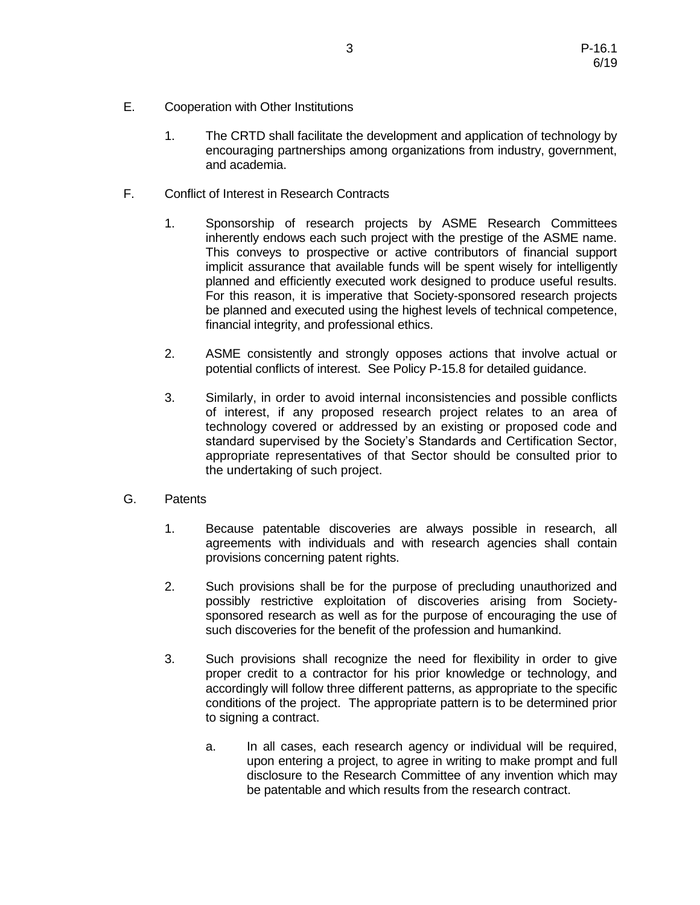E. Cooperation with Other Institutions

1. The CRTD shall facilitate the development and application of technology by encouraging partnerships among organizations from industry, government, and academia.

F. Conflict of Interest in Research Contracts

1. Sponsorship of research projects by ASME Research Committees inherently endows each such project with the prestige of the ASME name. This conveys to prospective or active contributors of financial support implicit assurance that available funds will be spent wisely for intelligently planned and efficiently executed work designed to produce useful results. For this reason, it is imperative that Society-sponsored research projects be planned and executed using the highest levels of technical competence, financial integrity, and professional ethics.

2. ASME consistently and strongly opposes actions that involve actual or potential conflicts of interest. See Policy P-15.8 for detailed guidance.

3. Similarly, in order to avoid internal inconsistencies and possible conflicts of interest, if any proposed research project relates to an area of technology covered or addressed by an existing or proposed code and standard supervised by the Society's Standards and Certification Sector, appropriate representatives of that Sector should be consulted prior to the undertaking of such project.

G. Patents

1. Because patentable discoveries are always possible in research, all agreements with individuals and with research agencies shall contain provisions concerning patent rights.

2. Such provisions shall be for the purpose of precluding unauthorized and possibly restrictive exploitation of discoveries arising from Society-sponsored research as well as for the purpose of encouraging the use of such discoveries for the benefit of the profession and humankind.

3. Such provisions shall recognize the need for flexibility in order to give proper credit to a contractor for his prior knowledge or technology, and accordingly will follow three different patterns, as appropriate to the specific conditions of the project. The appropriate pattern is to be determined prior to signing a contract.

   a. In all cases, each research agency or individual will be required, upon entering a project, to agree in writing to make prompt and full disclosure to the Research Committee of any invention which may be patentable and which results from the research contract.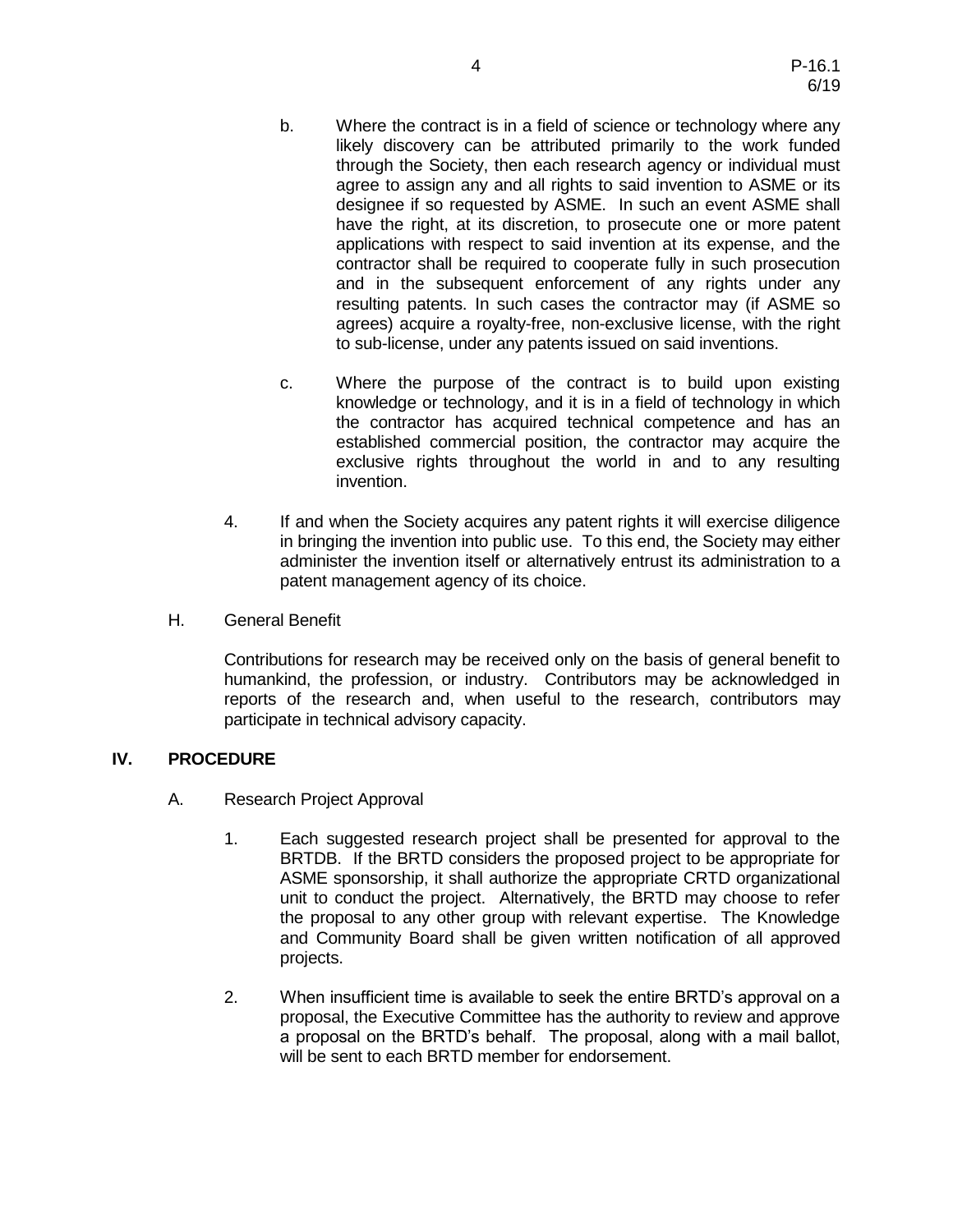b. Where the contract is in a field of science or technology where any likely discovery can be attributed primarily to the work funded through the Society, then each research agency or individual must agree to assign any and all rights to said invention to ASME or its designee if so requested by ASME. In such an event ASME shall have the right, at its discretion, to prosecute one or more patent applications with respect to said invention at its expense, and the contractor shall be required to cooperate fully in such prosecution and in the subsequent enforcement of any rights under any resulting patents. In such cases the contractor may (if ASME so agrees) acquire a royalty-free, non-exclusive license, with the right to sub-license, under any patents issued on said inventions.

c. Where the purpose of the contract is to build upon existing knowledge or technology, and it is in a field of technology in which the contractor has acquired technical competence and has an established commercial position, the contractor may acquire the exclusive rights throughout the world in and to any resulting invention.

4. If and when the Society acquires any patent rights it will exercise diligence in bringing the invention into public use. To this end, the Society may either administer the invention itself or alternatively entrust its administration to a patent management agency of its choice.

H. General Benefit

Contributions for research may be received only on the basis of general benefit to humankind, the profession, or industry. Contributors may be acknowledged in reports of the research and, when useful to the research, contributors may participate in technical advisory capacity.

## IV. PROCEDURE

A. Research Project Approval

1. Each suggested research project shall be presented for approval to the BRTDB. If the BRTD considers the proposed project to be appropriate for ASME sponsorship, it shall authorize the appropriate CRTD organizational unit to conduct the project. Alternatively, the BRTD may choose to refer the proposal to any other group with relevant expertise. The Knowledge and Community Board shall be given written notification of all approved projects.

2. When insufficient time is available to seek the entire BRTD's approval on a proposal, the Executive Committee has the authority to review and approve a proposal on the BRTD's behalf. The proposal, along with a mail ballot, will be sent to each BRTD member for endorsement.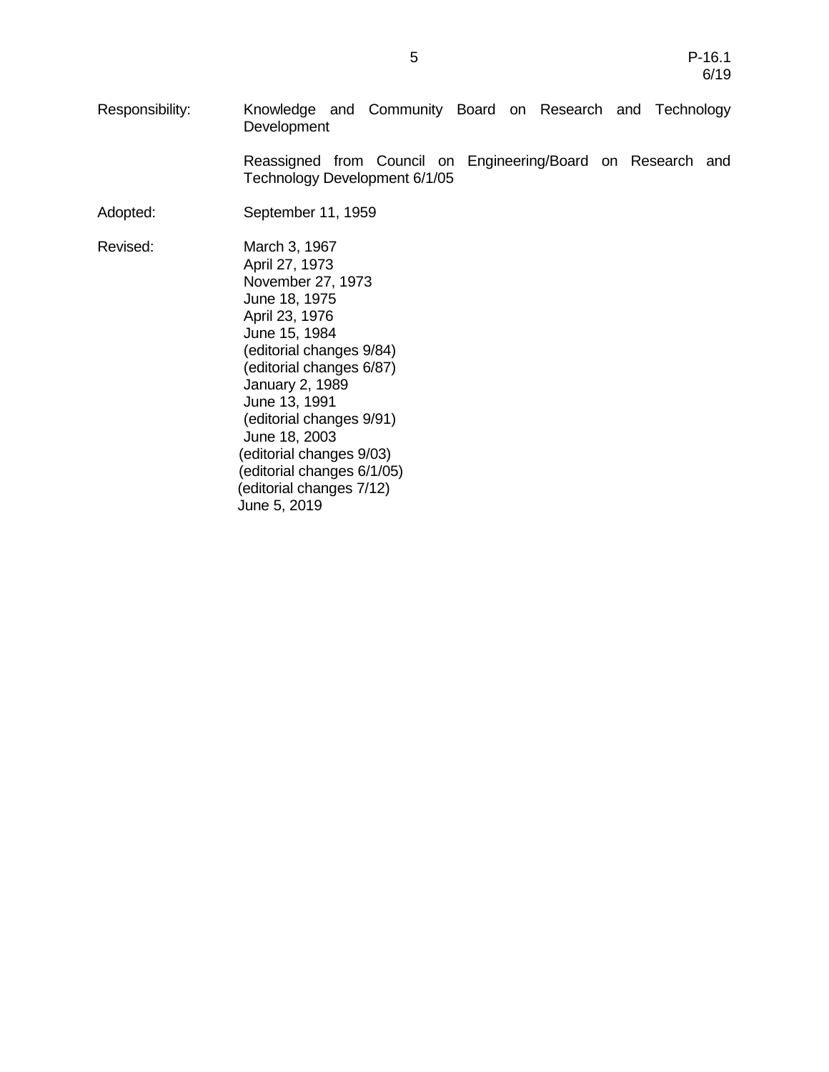Responsibility: Knowledge and Community Board on Research and Technology Development

Reassigned from Council on Engineering/Board on Research and Technology Development 6/1/05

Adopted: September 11, 1959

Revised: March 3, 1967
April 27, 1973
November 27, 1973
June 18, 1975
April 23, 1976
June 15, 1984
(editorial changes 9/84)
(editorial changes 6/87)
January 2, 1989
June 13, 1991
(editorial changes 9/91)
June 18, 2003
(editorial changes 9/03)
(editorial changes 6/1/05)
(editorial changes 7/12)
June 5, 2019